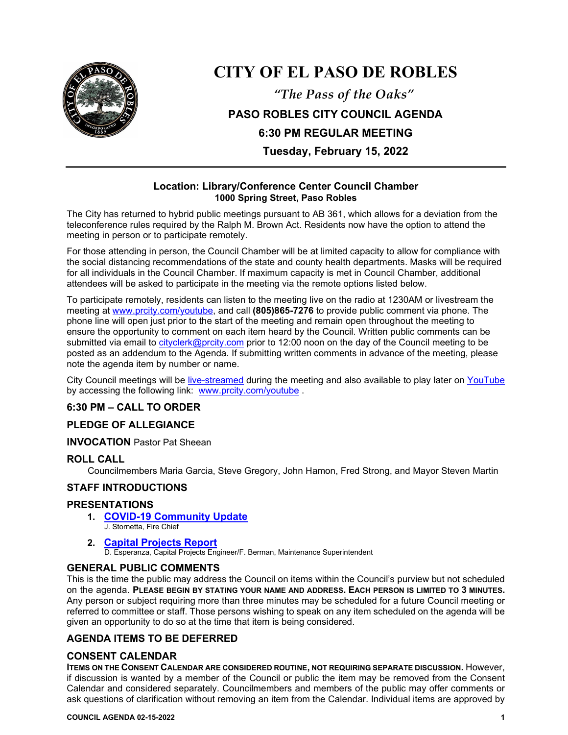# CITY OF EL PASO DE ROBLES

*"The Pass of the Oaks"*

**PASO ROBLES CITY COUNCIL AGENDA**

**6:30 PM REGULAR MEETING**

**Tuesday, February 15, 2022**

---

**Location: Library/Conference Center Council Chamber**
**1000 Spring Street, Paso Robles**

The City has returned to hybrid public meetings pursuant to AB 361, which allows for a deviation from the teleconference rules required by the Ralph M. Brown Act. Residents now have the option to attend the meeting in person or to participate remotely.

For those attending in person, the Council Chamber will be at limited capacity to allow for compliance with the social distancing recommendations of the state and county health departments. Masks will be required for all individuals in the Council Chamber. If maximum capacity is met in Council Chamber, additional attendees will be asked to participate in the meeting via the remote options listed below.

To participate remotely, residents can listen to the meeting live on the radio at 1230AM or livestream the meeting at www.prcity.com/youtube, and call **(805)865-7276** to provide public comment via phone. The phone line will open just prior to the start of the meeting and remain open throughout the meeting to ensure the opportunity to comment on each item heard by the Council. Written public comments can be submitted via email to cityclerk@prcity.com prior to 12:00 noon on the day of the Council meeting to be posted as an addendum to the Agenda. If submitting written comments in advance of the meeting, please note the agenda item by number or name.

City Council meetings will be live-streamed during the meeting and also available to play later on YouTube by accessing the following link: www.prcity.com/youtube .

## 6:30 PM – CALL TO ORDER

## PLEDGE OF ALLEGIANCE

**INVOCATION** Pastor Pat Sheean

## ROLL CALL

Councilmembers Maria Garcia, Steve Gregory, John Hamon, Fred Strong, and Mayor Steven Martin

## STAFF INTRODUCTIONS

## PRESENTATIONS

1. **COVID-19 Community Update**
   J. Stornetta, Fire Chief
2. **Capital Projects Report**
   D. Esperanza, Capital Projects Engineer/F. Berman, Maintenance Superintendent

## GENERAL PUBLIC COMMENTS

This is the time the public may address the Council on items within the Council's purview but not scheduled on the agenda. **PLEASE BEGIN BY STATING YOUR NAME AND ADDRESS. EACH PERSON IS LIMITED TO 3 MINUTES.** Any person or subject requiring more than three minutes may be scheduled for a future Council meeting or referred to committee or staff. Those persons wishing to speak on any item scheduled on the agenda will be given an opportunity to do so at the time that item is being considered.

## AGENDA ITEMS TO BE DEFERRED

## CONSENT CALENDAR

**ITEMS ON THE CONSENT CALENDAR ARE CONSIDERED ROUTINE, NOT REQUIRING SEPARATE DISCUSSION.** However, if discussion is wanted by a member of the Council or public the item may be removed from the Consent Calendar and considered separately. Councilmembers and members of the public may offer comments or ask questions of clarification without removing an item from the Calendar. Individual items are approved by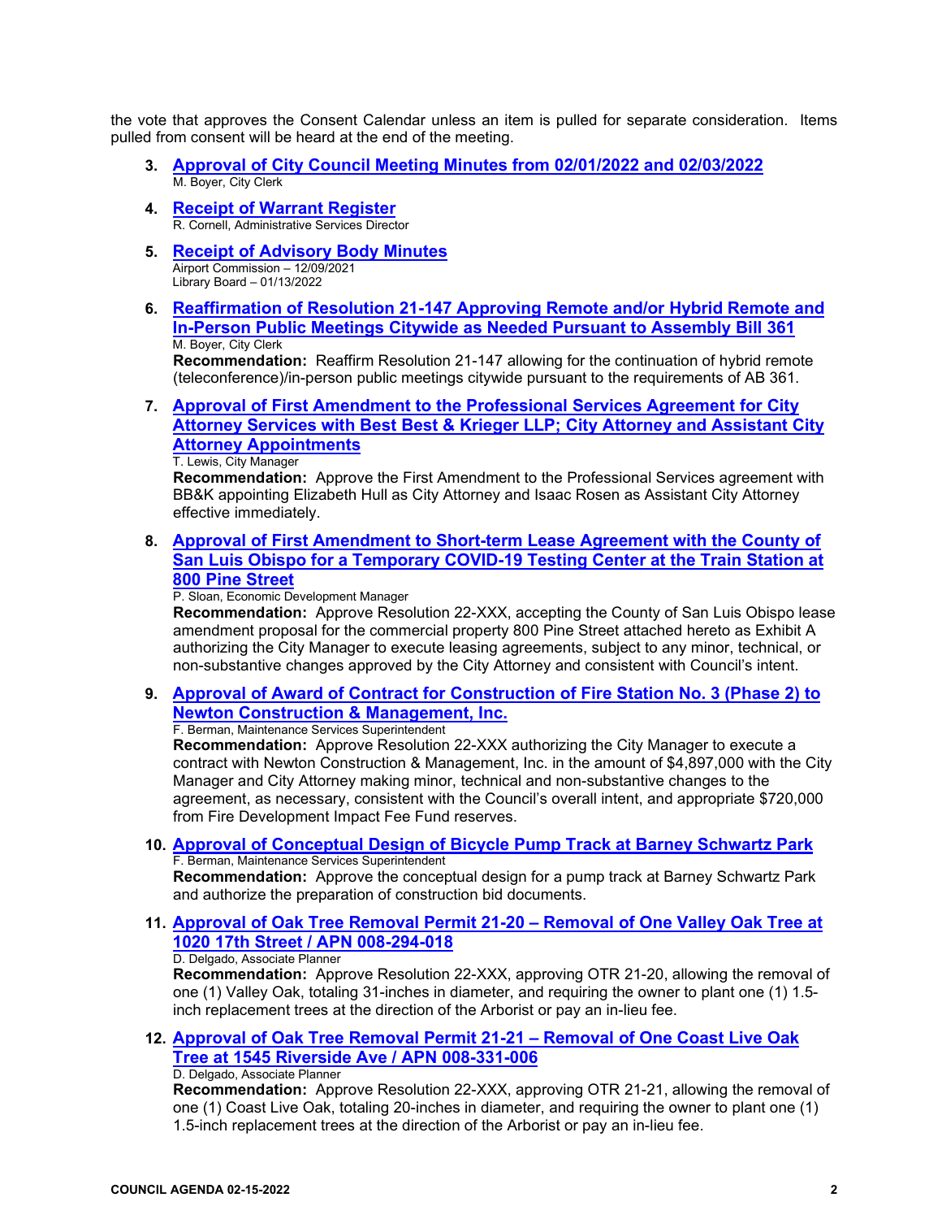the vote that approves the Consent Calendar unless an item is pulled for separate consideration. Items pulled from consent will be heard at the end of the meeting.

3. **Approval of City Council Meeting Minutes from 02/01/2022 and 02/03/2022**
   M. Boyer, City Clerk

4. **Receipt of Warrant Register**
   R. Cornell, Administrative Services Director

5. **Receipt of Advisory Body Minutes**
   Airport Commission – 12/09/2021
   Library Board – 01/13/2022

6. **Reaffirmation of Resolution 21-147 Approving Remote and/or Hybrid Remote and In-Person Public Meetings Citywide as Needed Pursuant to Assembly Bill 361**
   M. Boyer, City Clerk
   **Recommendation:** Reaffirm Resolution 21-147 allowing for the continuation of hybrid remote (teleconference)/in-person public meetings citywide pursuant to the requirements of AB 361.

7. **Approval of First Amendment to the Professional Services Agreement for City Attorney Services with Best Best & Krieger LLP; City Attorney and Assistant City Attorney Appointments**
   T. Lewis, City Manager
   **Recommendation:** Approve the First Amendment to the Professional Services agreement with BB&K appointing Elizabeth Hull as City Attorney and Isaac Rosen as Assistant City Attorney effective immediately.

8. **Approval of First Amendment to Short-term Lease Agreement with the County of San Luis Obispo for a Temporary COVID-19 Testing Center at the Train Station at 800 Pine Street**
   P. Sloan, Economic Development Manager
   **Recommendation:** Approve Resolution 22-XXX, accepting the County of San Luis Obispo lease amendment proposal for the commercial property 800 Pine Street attached hereto as Exhibit A authorizing the City Manager to execute leasing agreements, subject to any minor, technical, or non-substantive changes approved by the City Attorney and consistent with Council's intent.

9. **Approval of Award of Contract for Construction of Fire Station No. 3 (Phase 2) to Newton Construction & Management, Inc.**
   F. Berman, Maintenance Services Superintendent
   **Recommendation:** Approve Resolution 22-XXX authorizing the City Manager to execute a contract with Newton Construction & Management, Inc. in the amount of $4,897,000 with the City Manager and City Attorney making minor, technical and non-substantive changes to the agreement, as necessary, consistent with the Council's overall intent, and appropriate $720,000 from Fire Development Impact Fee Fund reserves.

10. **Approval of Conceptual Design of Bicycle Pump Track at Barney Schwartz Park**
    F. Berman, Maintenance Services Superintendent
    **Recommendation:** Approve the conceptual design for a pump track at Barney Schwartz Park and authorize the preparation of construction bid documents.

11. **Approval of Oak Tree Removal Permit 21-20 – Removal of One Valley Oak Tree at 1020 17th Street / APN 008-294-018**
    D. Delgado, Associate Planner
    **Recommendation:** Approve Resolution 22-XXX, approving OTR 21-20, allowing the removal of one (1) Valley Oak, totaling 31-inches in diameter, and requiring the owner to plant one (1) 1.5-inch replacement trees at the direction of the Arborist or pay an in-lieu fee.

12. **Approval of Oak Tree Removal Permit 21-21 – Removal of One Coast Live Oak Tree at 1545 Riverside Ave / APN 008-331-006**
    D. Delgado, Associate Planner
    **Recommendation:** Approve Resolution 22-XXX, approving OTR 21-21, allowing the removal of one (1) Coast Live Oak, totaling 20-inches in diameter, and requiring the owner to plant one (1) 1.5-inch replacement trees at the direction of the Arborist or pay an in-lieu fee.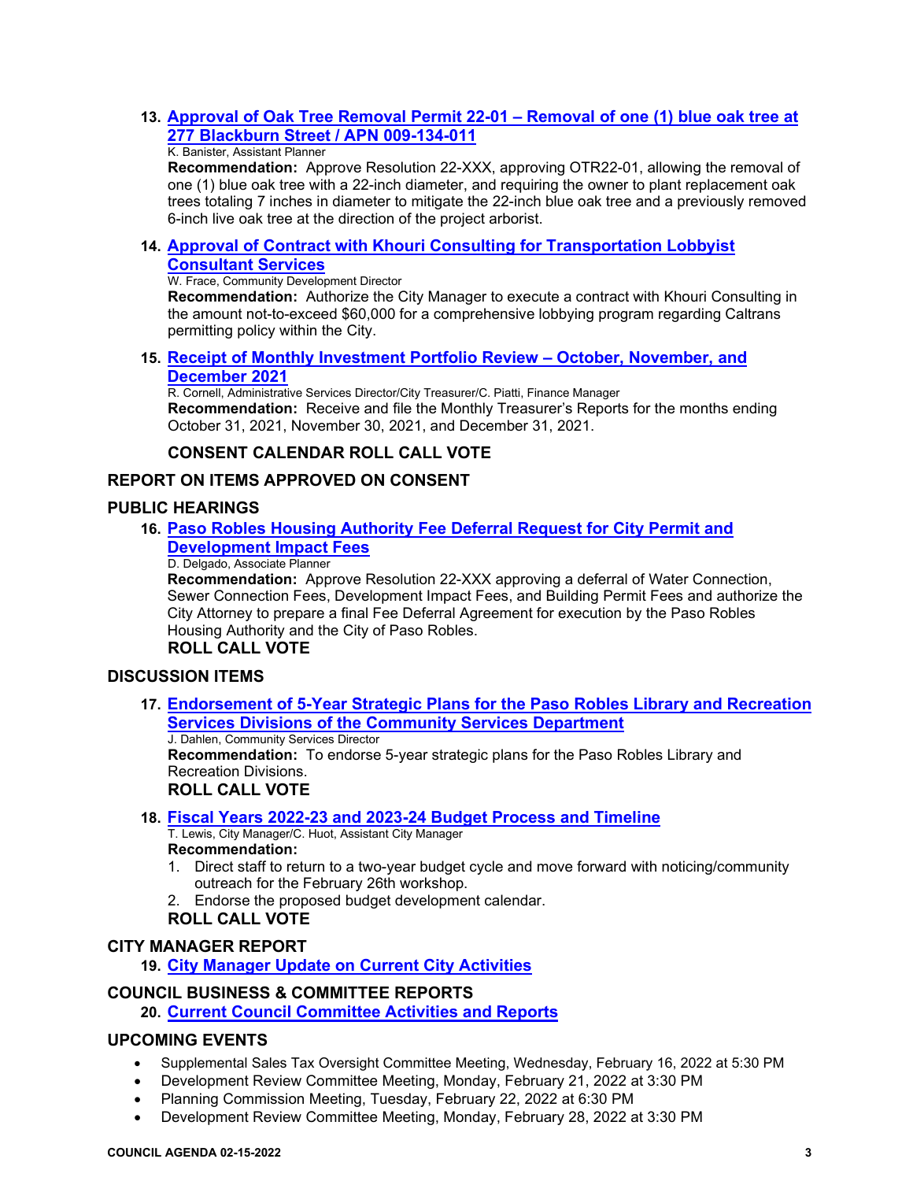13. **Approval of Oak Tree Removal Permit 22-01 – Removal of one (1) blue oak tree at 277 Blackburn Street / APN 009-134-011**
K. Banister, Assistant Planner
**Recommendation:** Approve Resolution 22-XXX, approving OTR22-01, allowing the removal of one (1) blue oak tree with a 22-inch diameter, and requiring the owner to plant replacement oak trees totaling 7 inches in diameter to mitigate the 22-inch blue oak tree and a previously removed 6-inch live oak tree at the direction of the project arborist.

14. **Approval of Contract with Khouri Consulting for Transportation Lobbyist Consultant Services**
W. Frace, Community Development Director
**Recommendation:** Authorize the City Manager to execute a contract with Khouri Consulting in the amount not-to-exceed $60,000 for a comprehensive lobbying program regarding Caltrans permitting policy within the City.

15. **Receipt of Monthly Investment Portfolio Review – October, November, and December 2021**
R. Cornell, Administrative Services Director/City Treasurer/C. Piatti, Finance Manager
**Recommendation:** Receive and file the Monthly Treasurer's Reports for the months ending October 31, 2021, November 30, 2021, and December 31, 2021.

**CONSENT CALENDAR ROLL CALL VOTE**

## REPORT ON ITEMS APPROVED ON CONSENT

## PUBLIC HEARINGS

16. **Paso Robles Housing Authority Fee Deferral Request for City Permit and Development Impact Fees**
D. Delgado, Associate Planner
**Recommendation:** Approve Resolution 22-XXX approving a deferral of Water Connection, Sewer Connection Fees, Development Impact Fees, and Building Permit Fees and authorize the City Attorney to prepare a final Fee Deferral Agreement for execution by the Paso Robles Housing Authority and the City of Paso Robles.
**ROLL CALL VOTE**

## DISCUSSION ITEMS

17. **Endorsement of 5-Year Strategic Plans for the Paso Robles Library and Recreation Services Divisions of the Community Services Department**
J. Dahlen, Community Services Director
**Recommendation:** To endorse 5-year strategic plans for the Paso Robles Library and Recreation Divisions.
**ROLL CALL VOTE**

18. **Fiscal Years 2022-23 and 2023-24 Budget Process and Timeline**
T. Lewis, City Manager/C. Huot, Assistant City Manager
**Recommendation:**
    1. Direct staff to return to a two-year budget cycle and move forward with noticing/community outreach for the February 26th workshop.
    2. Endorse the proposed budget development calendar.

**ROLL CALL VOTE**

## CITY MANAGER REPORT

19. **City Manager Update on Current City Activities**

## COUNCIL BUSINESS & COMMITTEE REPORTS

20. **Current Council Committee Activities and Reports**

## UPCOMING EVENTS

- Supplemental Sales Tax Oversight Committee Meeting, Wednesday, February 16, 2022 at 5:30 PM
- Development Review Committee Meeting, Monday, February 21, 2022 at 3:30 PM
- Planning Commission Meeting, Tuesday, February 22, 2022 at 6:30 PM
- Development Review Committee Meeting, Monday, February 28, 2022 at 3:30 PM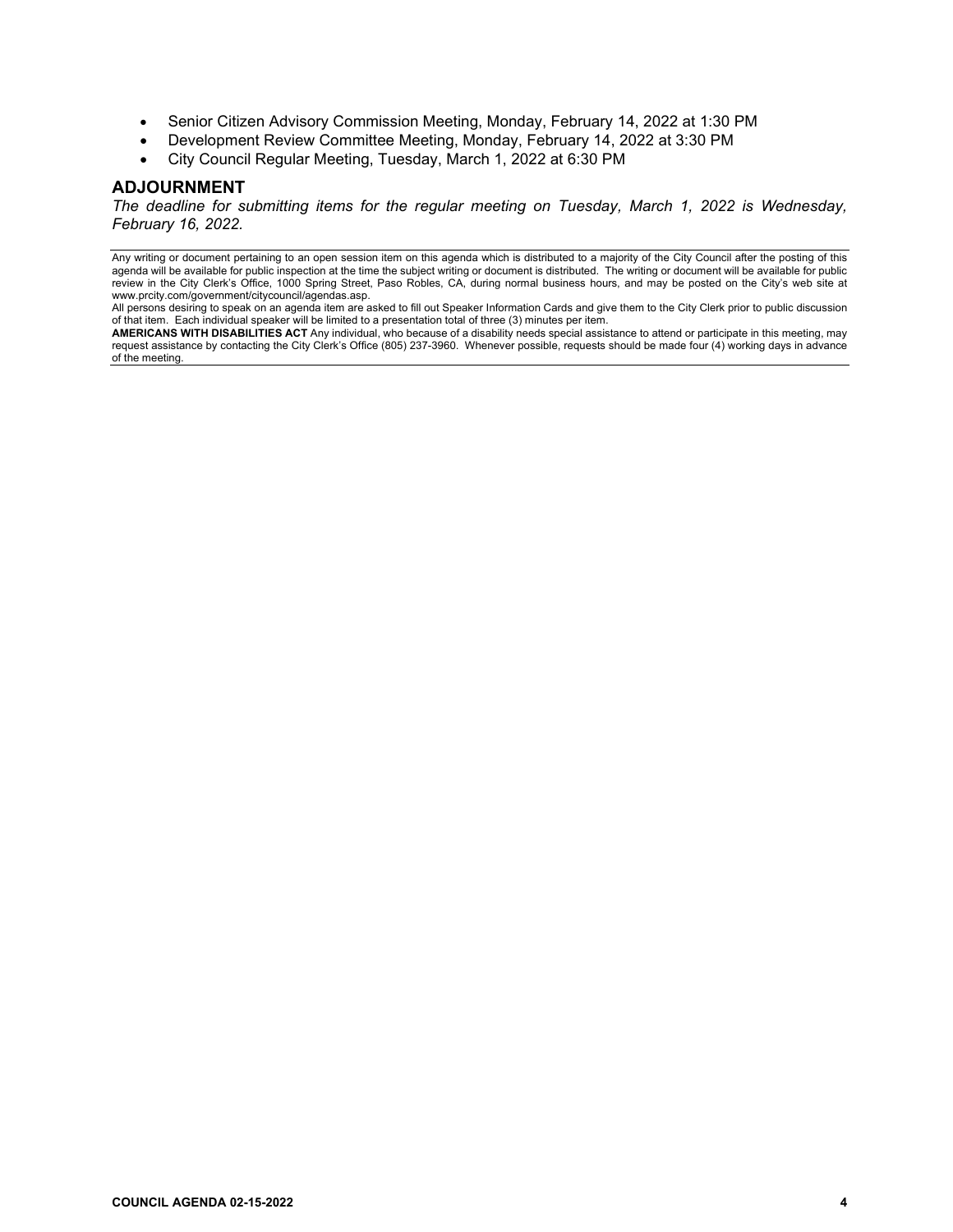- Senior Citizen Advisory Commission Meeting, Monday, February 14, 2022 at 1:30 PM
- Development Review Committee Meeting, Monday, February 14, 2022 at 3:30 PM
- City Council Regular Meeting, Tuesday, March 1, 2022 at 6:30 PM

## ADJOURNMENT

*The deadline for submitting items for the regular meeting on Tuesday, March 1, 2022 is Wednesday, February 16, 2022.*

---

Any writing or document pertaining to an open session item on this agenda which is distributed to a majority of the City Council after the posting of this agenda will be available for public inspection at the time the subject writing or document is distributed. The writing or document will be available for public review in the City Clerk's Office, 1000 Spring Street, Paso Robles, CA, during normal business hours, and may be posted on the City's web site at www.prcity.com/government/citycouncil/agendas.asp.

All persons desiring to speak on an agenda item are asked to fill out Speaker Information Cards and give them to the City Clerk prior to public discussion of that item. Each individual speaker will be limited to a presentation total of three (3) minutes per item.

**AMERICANS WITH DISABILITIES ACT** Any individual, who because of a disability needs special assistance to attend or participate in this meeting, may request assistance by contacting the City Clerk's Office (805) 237-3960. Whenever possible, requests should be made four (4) working days in advance of the meeting.

---